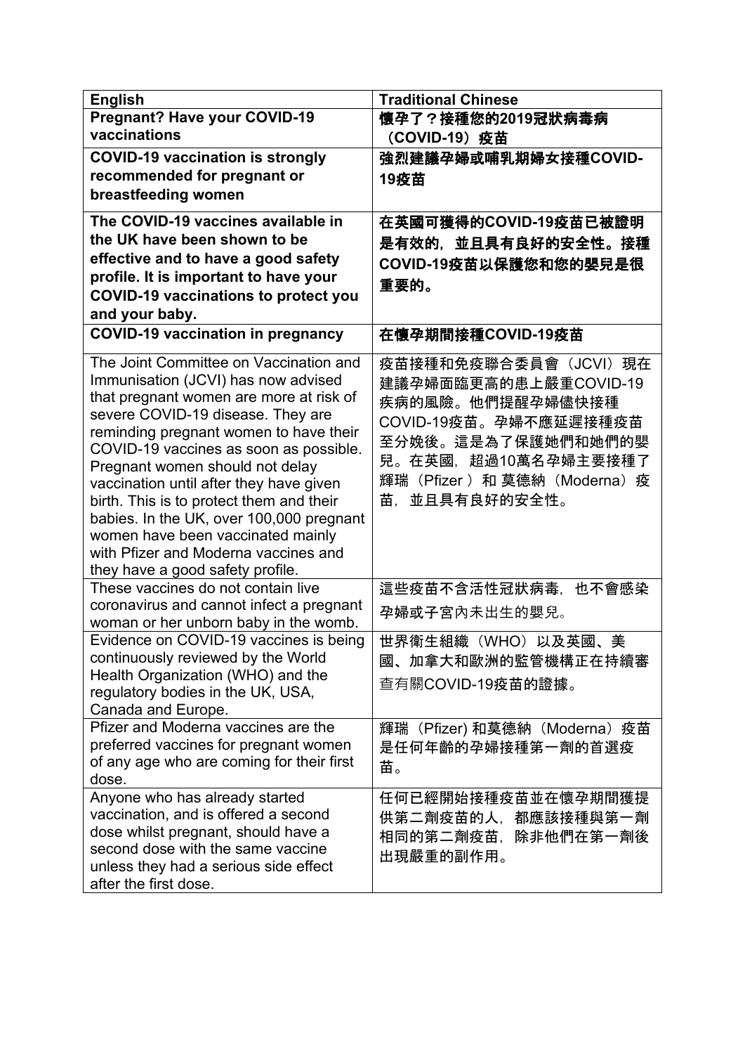| English | Traditional Chinese |
|---|---|
| **Pregnant? Have your COVID-19 vaccinations** | **懷孕了？接種您的2019冠狀病毒病（COVID-19）疫苗** |
| **COVID-19 vaccination is strongly recommended for pregnant or breastfeeding women** | **強烈建議孕婦或哺乳期婦女接種COVID-19疫苗** |
| **The COVID-19 vaccines available in the UK have been shown to be effective and to have a good safety profile. It is important to have your COVID-19 vaccinations to protect you and your baby.** | **在英國可獲得的COVID-19疫苗已被證明是有效的，並且具有良好的安全性。接種COVID-19疫苗以保護您和您的嬰兒是很重要的。** |
| **COVID-19 vaccination in pregnancy** | **在懷孕期間接種COVID-19疫苗** |
| The Joint Committee on Vaccination and Immunisation (JCVI) has now advised that pregnant women are more at risk of severe COVID-19 disease. They are reminding pregnant women to have their COVID-19 vaccines as soon as possible. Pregnant women should not delay vaccination until after they have given birth. This is to protect them and their babies. In the UK, over 100,000 pregnant women have been vaccinated mainly with Pfizer and Moderna vaccines and they have a good safety profile. | 疫苗接種和免疫聯合委員會（JCVI）現在建議孕婦面臨更高的患上嚴重COVID-19疾病的風險。他們提醒孕婦儘快接種COVID-19疫苗。孕婦不應延遲接種疫苗至分娩後。這是為了保護她們和她們的嬰兒。在英國，超過10萬名孕婦主要接種了輝瑞（Pfizer）和 莫德納（Moderna）疫苗，並且具有良好的安全性。 |
| These vaccines do not contain live coronavirus and cannot infect a pregnant woman or her unborn baby in the womb. | 這些疫苗不含活性冠狀病毒，也不會感染孕婦或子宮內未出生的嬰兒。 |
| Evidence on COVID-19 vaccines is being continuously reviewed by the World Health Organization (WHO) and the regulatory bodies in the UK, USA, Canada and Europe. | 世界衛生組織（WHO）以及英國、美國、加拿大和歐洲的監管機構正在持續審查有關COVID-19疫苗的證據。 |
| Pfizer and Moderna vaccines are the preferred vaccines for pregnant women of any age who are coming for their first dose. | 輝瑞（Pfizer) 和莫德納（Moderna）疫苗是任何年齡的孕婦接種第一劑的首選疫苗。 |
| Anyone who has already started vaccination, and is offered a second dose whilst pregnant, should have a second dose with the same vaccine unless they had a serious side effect after the first dose. | 任何已經開始接種疫苗並在懷孕期間獲提供第二劑疫苗的人，都應該接種與第一劑相同的第二劑疫苗，除非他們在第一劑後出現嚴重的副作用。 |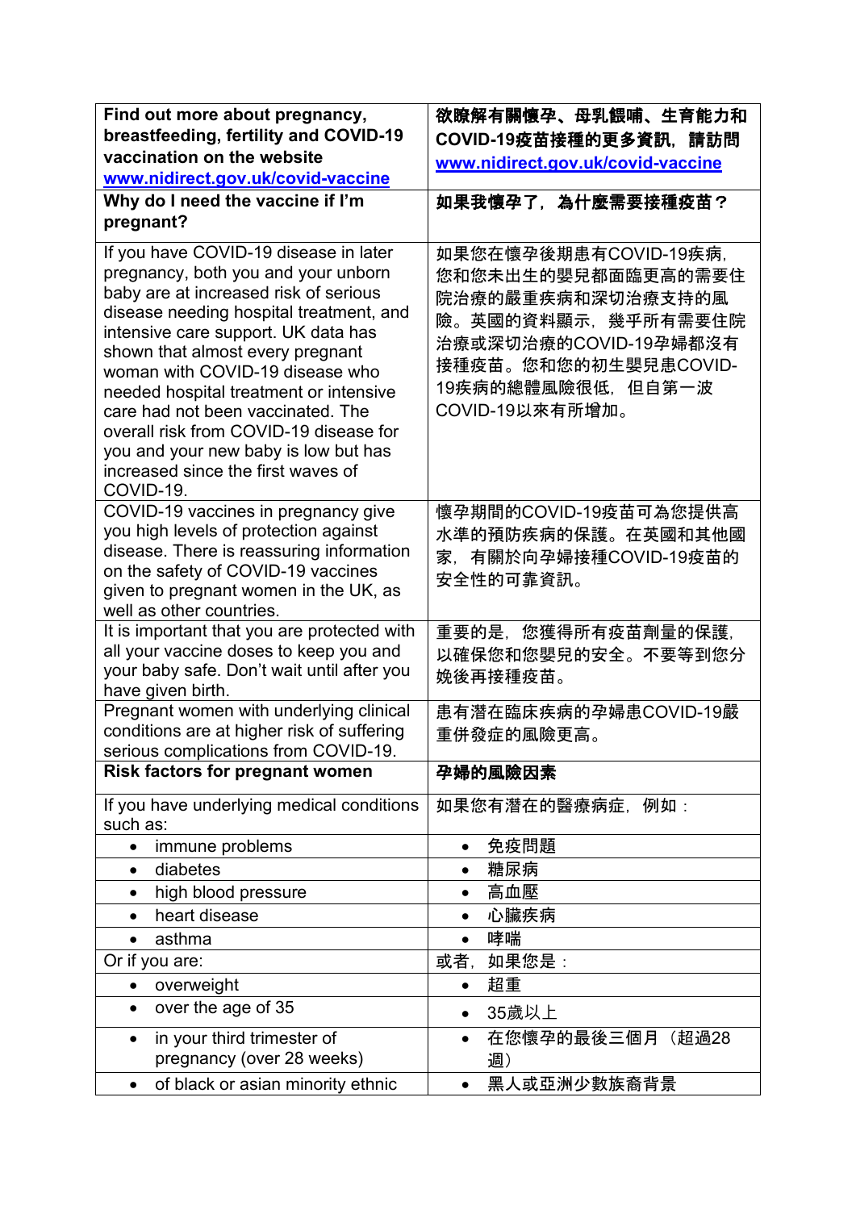| **Find out more about pregnancy, breastfeeding, fertility and COVID-19 vaccination on the website [www.nidirect.gov.uk/covid-vaccine](http://www.nidirect.gov.uk/covid-vaccine)** | **欲瞭解有關懷孕、母乳餵哺、生育能力和COVID-19疫苗接種的更多資訊，請訪問 [www.nidirect.gov.uk/covid-vaccine](http://www.nidirect.gov.uk/covid-vaccine)** |
|---|---|
| **Why do I need the vaccine if I'm pregnant?** | **如果我懷孕了，為什麼需要接種疫苗？** |
| If you have COVID-19 disease in later pregnancy, both you and your unborn baby are at increased risk of serious disease needing hospital treatment, and intensive care support. UK data has shown that almost every pregnant woman with COVID-19 disease who needed hospital treatment or intensive care had not been vaccinated. The overall risk from COVID-19 disease for you and your new baby is low but has increased since the first waves of COVID-19. | 如果您在懷孕後期患有COVID-19疾病，您和您未出生的嬰兒都面臨更高的需要住院治療的嚴重疾病和深切治療支持的風險。英國的資料顯示，幾乎所有需要住院治療或深切治療的COVID-19孕婦都沒有接種疫苗。您和您的初生嬰兒患COVID-19疾病的總體風險很低，但自第一波COVID-19以來有所增加。 |
| COVID-19 vaccines in pregnancy give you high levels of protection against disease. There is reassuring information on the safety of COVID-19 vaccines given to pregnant women in the UK, as well as other countries. | 懷孕期間的COVID-19疫苗可為您提供高水準的預防疾病的保護。在英國和其他國家，有關於向孕婦接種COVID-19疫苗的安全性的可靠資訊。 |
| It is important that you are protected with all your vaccine doses to keep you and your baby safe. Don't wait until after you have given birth. | 重要的是，您獲得所有疫苗劑量的保護，以確保您和您嬰兒的安全。不要等到您分娩後再接種疫苗。 |
| Pregnant women with underlying clinical conditions are at higher risk of suffering serious complications from COVID-19. | 患有潛在臨床疾病的孕婦患COVID-19嚴重併發症的風險更高。 |
| **Risk factors for pregnant women** | **孕婦的風險因素** |
| If you have underlying medical conditions such as: | 如果您有潛在的醫療病症，例如： |
| • immune problems | • 免疫問題 |
| • diabetes | • 糖尿病 |
| • high blood pressure | • 高血壓 |
| • heart disease | • 心臟疾病 |
| • asthma | • 哮喘 |
| Or if you are: | 或者，如果您是： |
| • overweight | • 超重 |
| • over the age of 35 | • 35歲以上 |
| • in your third trimester of pregnancy (over 28 weeks) | • 在您懷孕的最後三個月（超過28週） |
| • of black or asian minority ethnic | • 黑人或亞洲少數族裔背景 |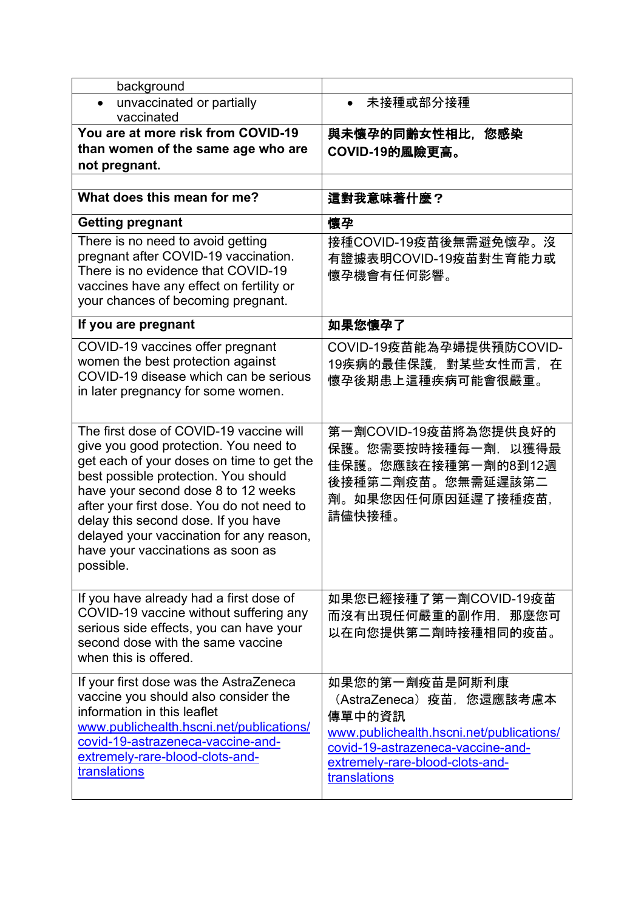| background | |
|---|---|
| • unvaccinated or partially vaccinated | • 未接種或部分接種 |
| **You are at more risk from COVID-19 than women of the same age who are not pregnant.** | **與未懷孕的同齡女性相比，您感染COVID-19的風險更高。** |
| | |
| **What does this mean for me?** | **這對我意味著什麼？** |
| **Getting pregnant** | **懷孕** |
| There is no need to avoid getting pregnant after COVID-19 vaccination. There is no evidence that COVID-19 vaccines have any effect on fertility or your chances of becoming pregnant. | 接種COVID-19疫苗後無需避免懷孕。沒有證據表明COVID-19疫苗對生育能力或懷孕機會有任何影響。 |
| **If you are pregnant** | **如果您懷孕了** |
| COVID-19 vaccines offer pregnant women the best protection against COVID-19 disease which can be serious in later pregnancy for some women. | COVID-19疫苗能為孕婦提供預防COVID-19疾病的最佳保護，對某些女性而言，在懷孕後期患上這種疾病可能會很嚴重。 |
| The first dose of COVID-19 vaccine will give you good protection. You need to get each of your doses on time to get the best possible protection. You should have your second dose 8 to 12 weeks after your first dose. You do not need to delay this second dose. If you have delayed your vaccination for any reason, have your vaccinations as soon as possible. | 第一劑COVID-19疫苗將為您提供良好的保護。您需要按時接種每一劑，以獲得最佳保護。您應該在接種第一劑的8到12週後接種第二劑疫苗。您無需延遲該第二劑。如果您因任何原因延遲了接種疫苗，請儘快接種。 |
| If you have already had a first dose of COVID-19 vaccine without suffering any serious side effects, you can have your second dose with the same vaccine when this is offered. | 如果您已經接種了第一劑COVID-19疫苗而沒有出現任何嚴重的副作用，那麼您可以在向您提供第二劑時接種相同的疫苗。 |
| If your first dose was the AstraZeneca vaccine you should also consider the information in this leaflet www.publichealth.hscni.net/publications/covid-19-astrazeneca-vaccine-and-extremely-rare-blood-clots-and-translations | 如果您的第一劑疫苗是阿斯利康（AstraZeneca）疫苗，您還應該考慮本傳單中的資訊 www.publichealth.hscni.net/publications/covid-19-astrazeneca-vaccine-and-extremely-rare-blood-clots-and-translations |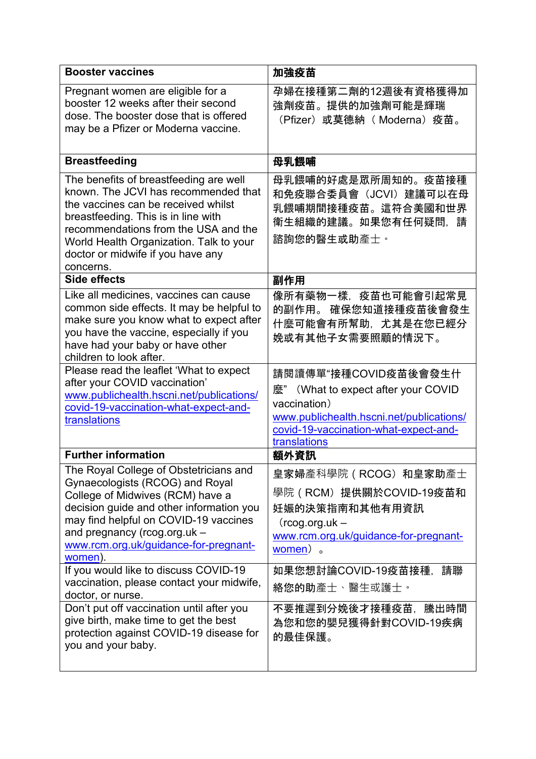| **Booster vaccines** | **加強疫苗** |
|---|---|
| Pregnant women are eligible for a booster 12 weeks after their second dose. The booster dose that is offered may be a Pfizer or Moderna vaccine. | 孕婦在接種第二劑的12週後有資格獲得加強劑疫苗。提供的加強劑可能是輝瑞（Pfizer）或莫德納（ Moderna）疫苗。 |
| **Breastfeeding** | **母乳餵哺** |
| The benefits of breastfeeding are well known. The JCVI has recommended that the vaccines can be received whilst breastfeeding. This is in line with recommendations from the USA and the World Health Organization. Talk to your doctor or midwife if you have any concerns. | 母乳餵哺的好處是眾所周知的。疫苗接種和免疫聯合委員會（JCVI）建議可以在母乳餵哺期間接種疫苗。這符合美國和世界衛生組織的建議。如果您有任何疑問，請諮詢您的醫生或助產士。 |
| **Side effects** | **副作用** |
| Like all medicines, vaccines can cause common side effects. It may be helpful to make sure you know what to expect after you have the vaccine, especially if you have had your baby or have other children to look after. | 像所有藥物一樣，疫苗也可能會引起常見的副作用。 確保您知道接種疫苗後會發生什麼可能會有所幫助，尤其是在您已經分娩或有其他子女需要照顧的情況下。 |
| Please read the leaflet 'What to expect after your COVID vaccination' [www.publichealth.hscni.net/publications/covid-19-vaccination-what-expect-and-translations](www.publichealth.hscni.net/publications/covid-19-vaccination-what-expect-and-translations) | 請閱讀傳單"接種COVID疫苗後會發生什麼"（What to expect after your COVID vaccination） [www.publichealth.hscni.net/publications/covid-19-vaccination-what-expect-and-translations](www.publichealth.hscni.net/publications/covid-19-vaccination-what-expect-and-translations) |
| **Further information** | **額外資訊** |
| The Royal College of Obstetricians and Gynaecologists (RCOG) and Royal College of Midwives (RCM) have a decision guide and other information you may find helpful on COVID-19 vaccines and pregnancy (rcog.org.uk – [www.rcm.org.uk/guidance-for-pregnant-women](www.rcm.org.uk/guidance-for-pregnant-women)). | 皇家婦產科學院（RCOG）和皇家助產士學院（RCM）提供關於COVID-19疫苗和妊娠的決策指南和其他有用資訊（rcog.org.uk – [www.rcm.org.uk/guidance-for-pregnant-women](www.rcm.org.uk/guidance-for-pregnant-women)）。 |
| If you would like to discuss COVID-19 vaccination, please contact your midwife, doctor, or nurse. | 如果您想討論COVID-19疫苗接種，請聯絡您的助產士、醫生或護士。 |
| Don't put off vaccination until after you give birth, make time to get the best protection against COVID-19 disease for you and your baby. | 不要推遲到分娩後才接種疫苗，騰出時間為您和您的嬰兒獲得針對COVID-19疾病的最佳保護。 |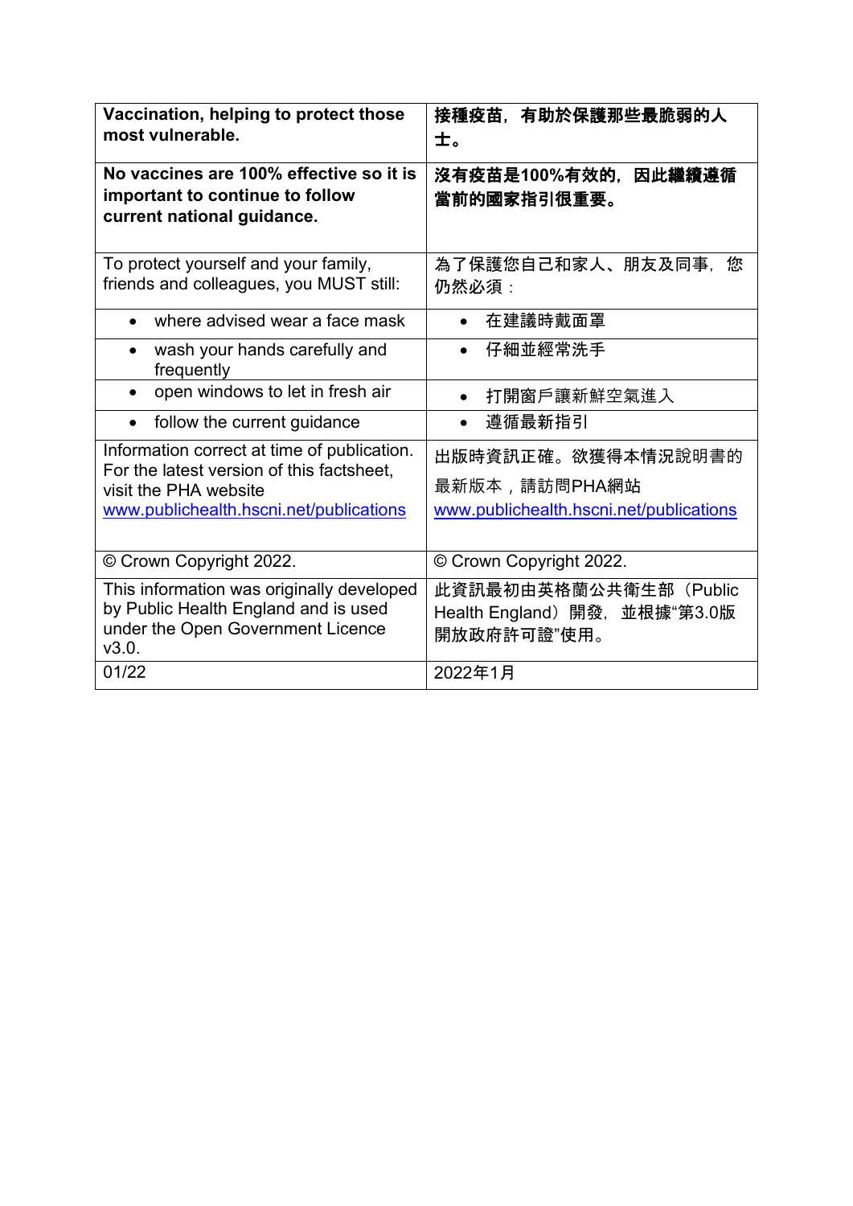| | |
|---|---|
| **Vaccination, helping to protect those most vulnerable.** | **接種疫苗，有助於保護那些最脆弱的人士。** |
| **No vaccines are 100% effective so it is important to continue to follow current national guidance.** | **沒有疫苗是100%有效的，因此繼續遵循當前的國家指引很重要。** |
| To protect yourself and your family, friends and colleagues, you MUST still: | 為了保護您自己和家人、朋友及同事，您仍然必須： |
| • where advised wear a face mask | • 在建議時戴面罩 |
| • wash your hands carefully and frequently | • 仔細並經常洗手 |
| • open windows to let in fresh air | • 打開窗戶讓新鮮空氣進入 |
| • follow the current guidance | • 遵循最新指引 |
| Information correct at time of publication. For the latest version of this factsheet, visit the PHA website www.publichealth.hscni.net/publications | 出版時資訊正確。欲獲得本情況說明書的最新版本，請訪問PHA網站 www.publichealth.hscni.net/publications |
| © Crown Copyright 2022. | © Crown Copyright 2022. |
| This information was originally developed by Public Health England and is used under the Open Government Licence v3.0. | 此資訊最初由英格蘭公共衛生部（Public Health England）開發，並根據"第3.0版開放政府許可證"使用。 |
| 01/22 | 2022年1月 |